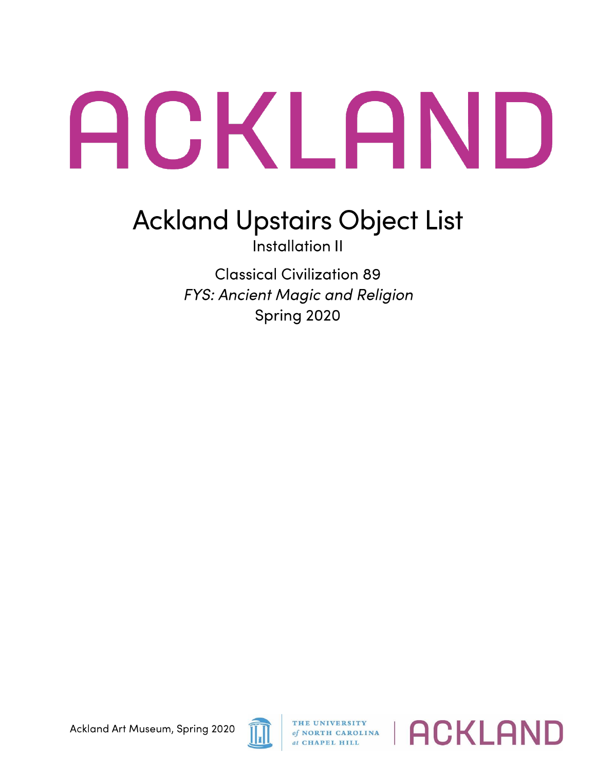# ACKLAND

## Ackland Upstairs Object List

Installation II

Classical Civilization 89

*FYS: Ancient Magic and Religion*

Spring 2020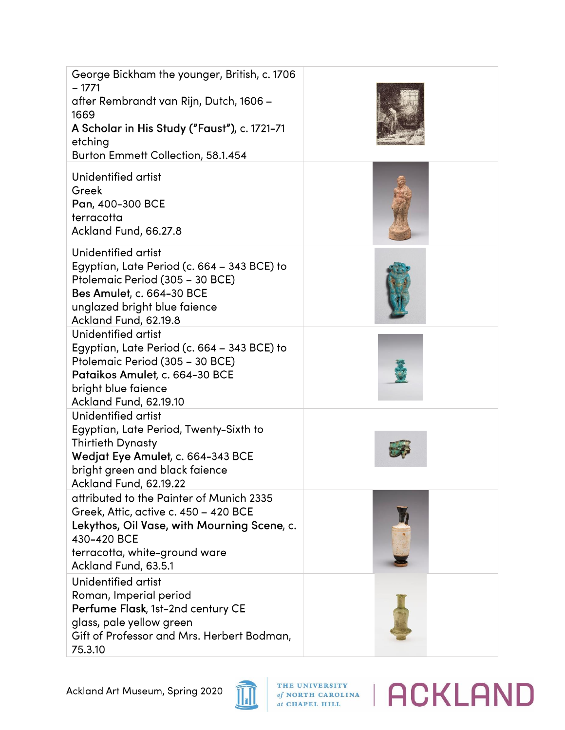| | |
|---|---|
| George Bickham the younger, British, c. 1706 – 1771<br>after Rembrandt van Rijn, Dutch, 1606 – 1669<br>**A Scholar in His Study ("Faust")**, c. 1721-71<br>etching<br>Burton Emmett Collection, 58.1.454 | |
| Unidentified artist<br>Greek<br>**Pan**, 400-300 BCE<br>terracotta<br>Ackland Fund, 66.27.8 | |
| Unidentified artist<br>Egyptian, Late Period (c. 664 – 343 BCE) to Ptolemaic Period (305 – 30 BCE)<br>**Bes Amulet**, c. 664-30 BCE<br>unglazed bright blue faience<br>Ackland Fund, 62.19.8 | |
| Unidentified artist<br>Egyptian, Late Period (c. 664 – 343 BCE) to Ptolemaic Period (305 – 30 BCE)<br>**Pataikos Amulet**, c. 664-30 BCE<br>bright blue faience<br>Ackland Fund, 62.19.10 | |
| Unidentified artist<br>Egyptian, Late Period, Twenty-Sixth to Thirtieth Dynasty<br>**Wedjat Eye Amulet**, c. 664-343 BCE<br>bright green and black faience<br>Ackland Fund, 62.19.22 | |
| attributed to the Painter of Munich 2335<br>Greek, Attic, active c. 450 – 420 BCE<br>**Lekythos, Oil Vase, with Mourning Scene**, c. 430-420 BCE<br>terracotta, white-ground ware<br>Ackland Fund, 63.5.1 | |
| Unidentified artist<br>Roman, Imperial period<br>**Perfume Flask**, 1st-2nd century CE<br>glass, pale yellow green<br>Gift of Professor and Mrs. Herbert Bodman, 75.3.10 | |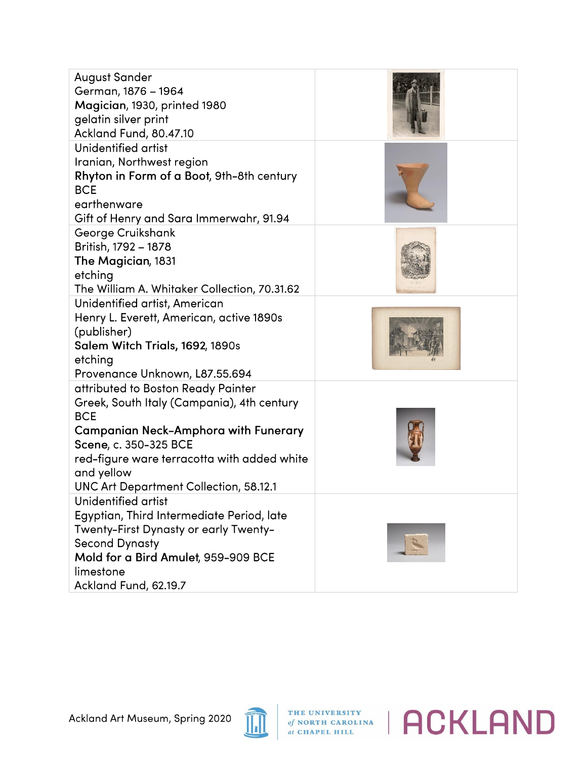| | |
|---|---|
| August Sander<br>German, 1876 – 1964<br>**Magician**, 1930, printed 1980<br>gelatin silver print<br>Ackland Fund, 80.47.10 | |
| Unidentified artist<br>Iranian, Northwest region<br>**Rhyton in Form of a Boot**, 9th-8th century BCE<br>earthenware<br>Gift of Henry and Sara Immerwahr, 91.94 | |
| George Cruikshank<br>British, 1792 – 1878<br>**The Magician**, 1831<br>etching<br>The William A. Whitaker Collection, 70.31.62 | |
| Unidentified artist, American<br>Henry L. Everett, American, active 1890s (publisher)<br>**Salem Witch Trials, 1692**, 1890s<br>etching<br>Provenance Unknown, L87.55.694 | |
| attributed to Boston Ready Painter<br>Greek, South Italy (Campania), 4th century BCE<br>**Campanian Neck-Amphora with Funerary Scene**, c. 350-325 BCE<br>red-figure ware terracotta with added white and yellow<br>UNC Art Department Collection, 58.12.1 | |
| Unidentified artist<br>Egyptian, Third Intermediate Period, late Twenty-First Dynasty or early Twenty-Second Dynasty<br>**Mold for a Bird Amulet**, 959-909 BCE<br>limestone<br>Ackland Fund, 62.19.7 | |